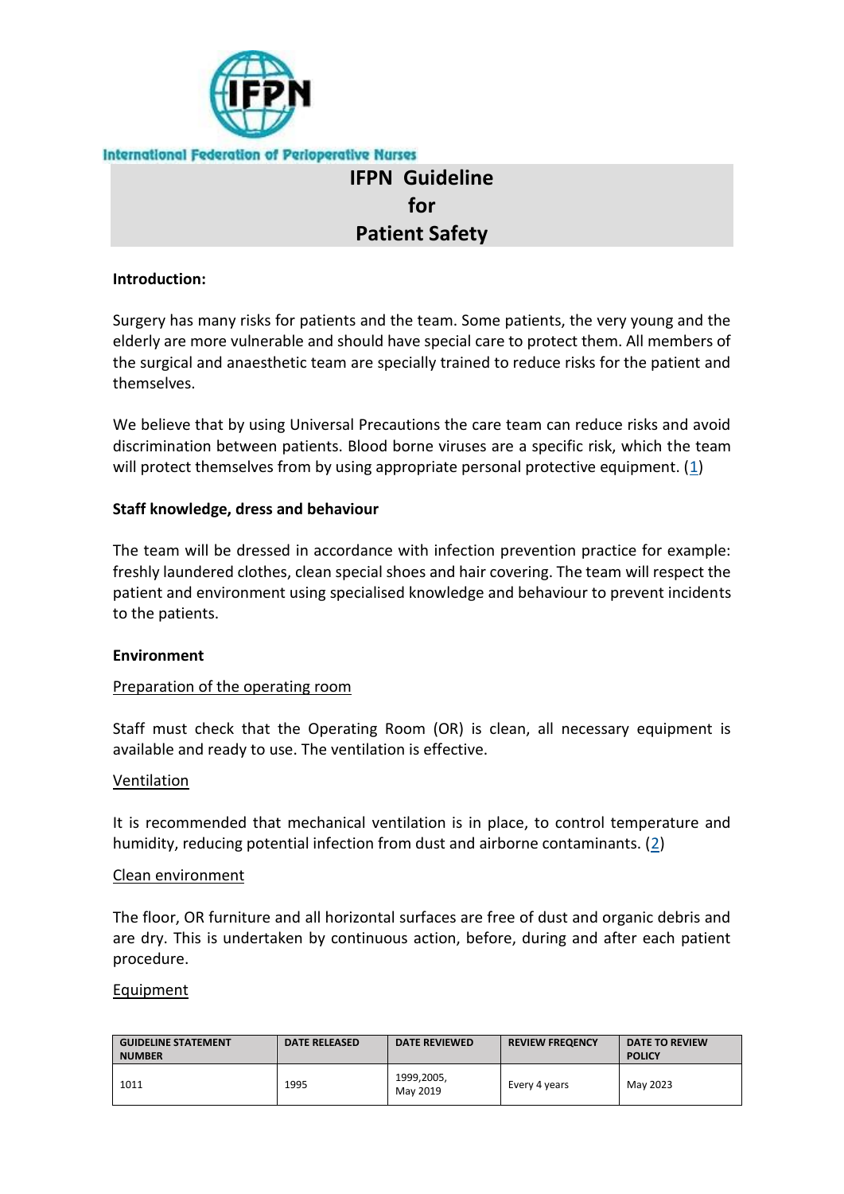International Federation of Perioperative Nurses

# IFPN Guideline for Patient Safety

**Introduction:**

Surgery has many risks for patients and the team. Some patients, the very young and the elderly are more vulnerable and should have special care to protect them. All members of the surgical and anaesthetic team are specially trained to reduce risks for the patient and themselves.

We believe that by using Universal Precautions the care team can reduce risks and avoid discrimination between patients. Blood borne viruses are a specific risk, which the team will protect themselves from by using appropriate personal protective equipment. (1)

**Staff knowledge, dress and behaviour**

The team will be dressed in accordance with infection prevention practice for example: freshly laundered clothes, clean special shoes and hair covering. The team will respect the patient and environment using specialised knowledge and behaviour to prevent incidents to the patients.

**Environment**

Preparation of the operating room

Staff must check that the Operating Room (OR) is clean, all necessary equipment is available and ready to use. The ventilation is effective.

Ventilation

It is recommended that mechanical ventilation is in place, to control temperature and humidity, reducing potential infection from dust and airborne contaminants. (2)

Clean environment

The floor, OR furniture and all horizontal surfaces are free of dust and organic debris and are dry. This is undertaken by continuous action, before, during and after each patient procedure.

Equipment

| GUIDELINE STATEMENT NUMBER | DATE RELEASED | DATE REVIEWED | REVIEW FREQENCY | DATE TO REVIEW POLICY |
|---|---|---|---|---|
| 1011 | 1995 | 1999,2005, May 2019 | Every 4 years | May 2023 |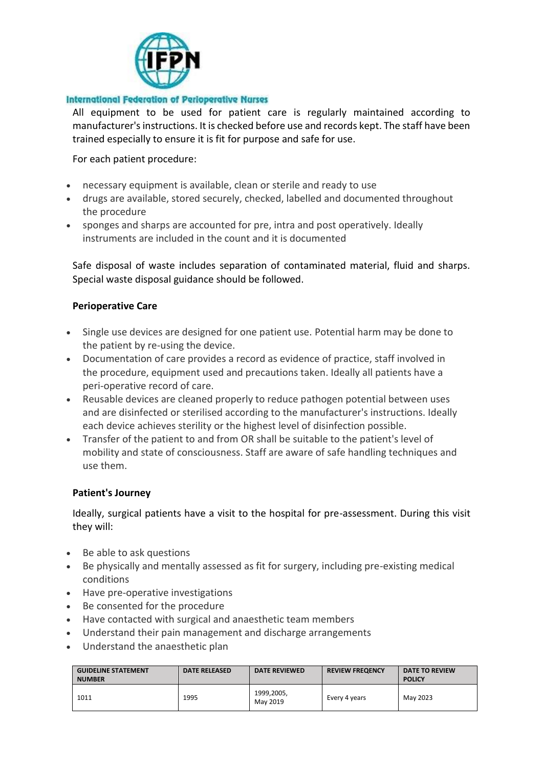All equipment to be used for patient care is regularly maintained according to manufacturer's instructions. It is checked before use and records kept. The staff have been trained especially to ensure it is fit for purpose and safe for use.

For each patient procedure:

- necessary equipment is available, clean or sterile and ready to use
- drugs are available, stored securely, checked, labelled and documented throughout the procedure
- sponges and sharps are accounted for pre, intra and post operatively. Ideally instruments are included in the count and it is documented

Safe disposal of waste includes separation of contaminated material, fluid and sharps. Special waste disposal guidance should be followed.

**Perioperative Care**

- Single use devices are designed for one patient use. Potential harm may be done to the patient by re-using the device.
- Documentation of care provides a record as evidence of practice, staff involved in the procedure, equipment used and precautions taken. Ideally all patients have a peri-operative record of care.
- Reusable devices are cleaned properly to reduce pathogen potential between uses and are disinfected or sterilised according to the manufacturer's instructions. Ideally each device achieves sterility or the highest level of disinfection possible.
- Transfer of the patient to and from OR shall be suitable to the patient's level of mobility and state of consciousness. Staff are aware of safe handling techniques and use them.

**Patient's Journey**

Ideally, surgical patients have a visit to the hospital for pre-assessment. During this visit they will:

- Be able to ask questions
- Be physically and mentally assessed as fit for surgery, including pre-existing medical conditions
- Have pre-operative investigations
- Be consented for the procedure
- Have contacted with surgical and anaesthetic team members
- Understand their pain management and discharge arrangements
- Understand the anaesthetic plan

| GUIDELINE STATEMENT NUMBER | DATE RELEASED | DATE REVIEWED | REVIEW FREQENCY | DATE TO REVIEW POLICY |
|---|---|---|---|---|
| 1011 | 1995 | 1999,2005, May 2019 | Every 4 years | May 2023 |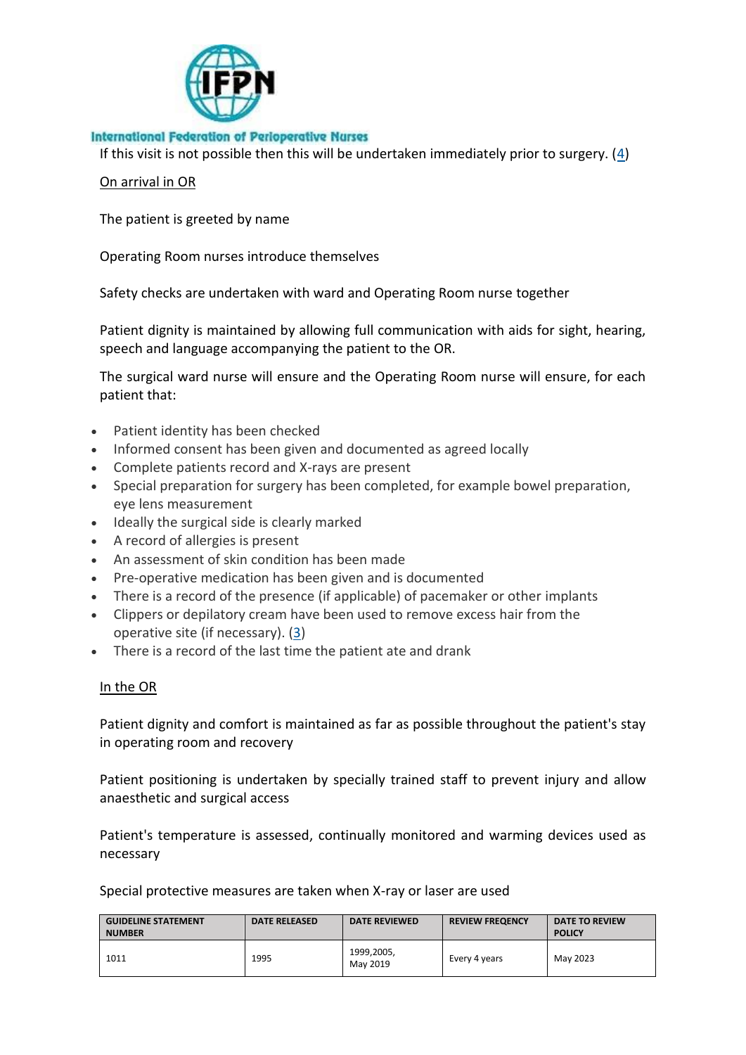If this visit is not possible then this will be undertaken immediately prior to surgery. (4)

On arrival in OR

The patient is greeted by name

Operating Room nurses introduce themselves

Safety checks are undertaken with ward and Operating Room nurse together

Patient dignity is maintained by allowing full communication with aids for sight, hearing, speech and language accompanying the patient to the OR.

The surgical ward nurse will ensure and the Operating Room nurse will ensure, for each patient that:

- Patient identity has been checked
- Informed consent has been given and documented as agreed locally
- Complete patients record and X-rays are present
- Special preparation for surgery has been completed, for example bowel preparation, eye lens measurement
- Ideally the surgical side is clearly marked
- A record of allergies is present
- An assessment of skin condition has been made
- Pre-operative medication has been given and is documented
- There is a record of the presence (if applicable) of pacemaker or other implants
- Clippers or depilatory cream have been used to remove excess hair from the operative site (if necessary). (3)
- There is a record of the last time the patient ate and drank

In the OR

Patient dignity and comfort is maintained as far as possible throughout the patient's stay in operating room and recovery

Patient positioning is undertaken by specially trained staff to prevent injury and allow anaesthetic and surgical access

Patient's temperature is assessed, continually monitored and warming devices used as necessary

Special protective measures are taken when X-ray or laser are used

| GUIDELINE STATEMENT NUMBER | DATE RELEASED | DATE REVIEWED | REVIEW FREQENCY | DATE TO REVIEW POLICY |
|---|---|---|---|---|
| 1011 | 1995 | 1999,2005, May 2019 | Every 4 years | May 2023 |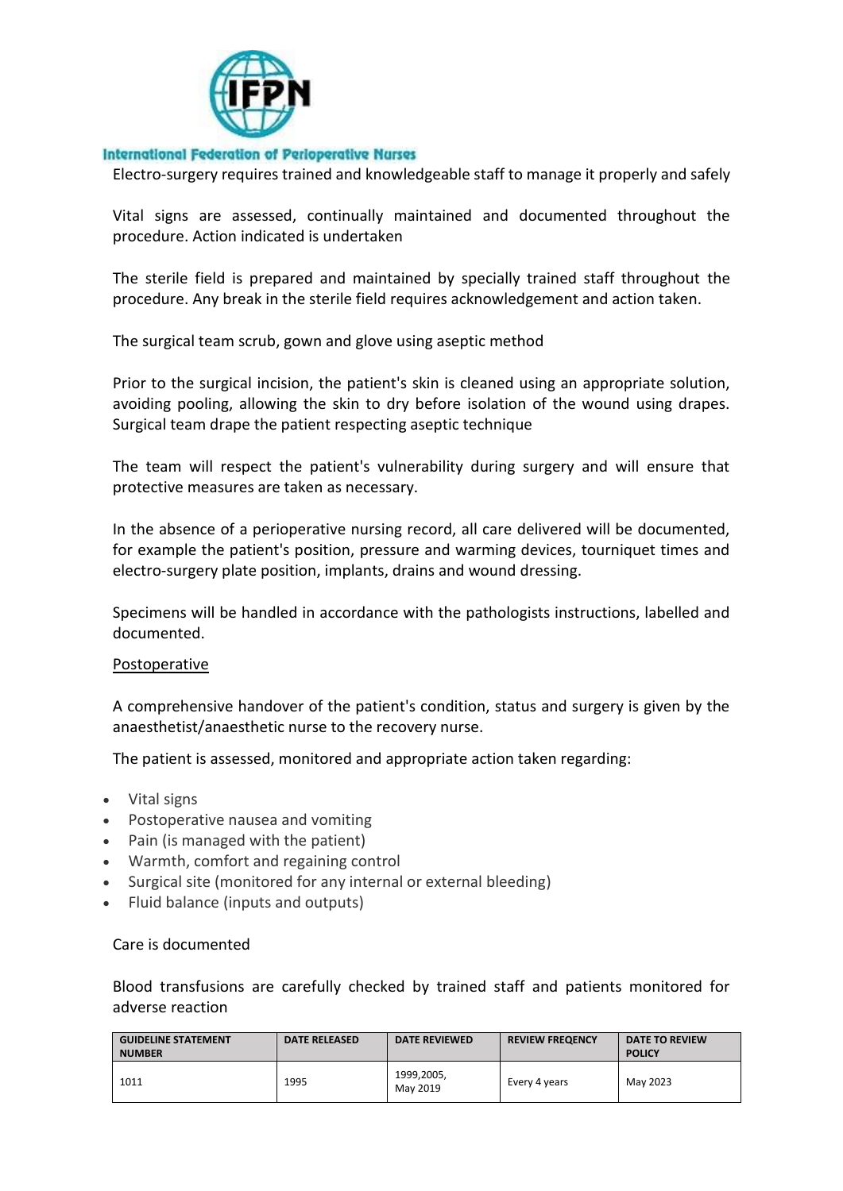Electro-surgery requires trained and knowledgeable staff to manage it properly and safely

Vital signs are assessed, continually maintained and documented throughout the procedure. Action indicated is undertaken

The sterile field is prepared and maintained by specially trained staff throughout the procedure. Any break in the sterile field requires acknowledgement and action taken.

The surgical team scrub, gown and glove using aseptic method

Prior to the surgical incision, the patient's skin is cleaned using an appropriate solution, avoiding pooling, allowing the skin to dry before isolation of the wound using drapes. Surgical team drape the patient respecting aseptic technique

The team will respect the patient's vulnerability during surgery and will ensure that protective measures are taken as necessary.

In the absence of a perioperative nursing record, all care delivered will be documented, for example the patient's position, pressure and warming devices, tourniquet times and electro-surgery plate position, implants, drains and wound dressing.

Specimens will be handled in accordance with the pathologists instructions, labelled and documented.

<u>Postoperative</u>

A comprehensive handover of the patient's condition, status and surgery is given by the anaesthetist/anaesthetic nurse to the recovery nurse.

The patient is assessed, monitored and appropriate action taken regarding:

- Vital signs
- Postoperative nausea and vomiting
- Pain (is managed with the patient)
- Warmth, comfort and regaining control
- Surgical site (monitored for any internal or external bleeding)
- Fluid balance (inputs and outputs)

Care is documented

Blood transfusions are carefully checked by trained staff and patients monitored for adverse reaction

| GUIDELINE STATEMENT NUMBER | DATE RELEASED | DATE REVIEWED | REVIEW FREQENCY | DATE TO REVIEW POLICY |
|---|---|---|---|---|
| 1011 | 1995 | 1999,2005, May 2019 | Every 4 years | May 2023 |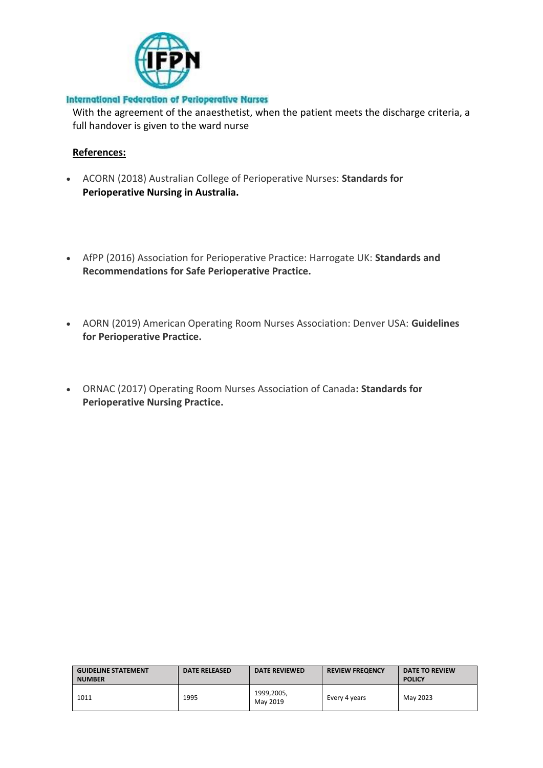With the agreement of the anaesthetist, when the patient meets the discharge criteria, a full handover is given to the ward nurse

**References:**

- ACORN (2018) Australian College of Perioperative Nurses: **Standards for Perioperative Nursing in Australia.**
- AfPP (2016) Association for Perioperative Practice: Harrogate UK: **Standards and Recommendations for Safe Perioperative Practice.**
- AORN (2019) American Operating Room Nurses Association: Denver USA: **Guidelines for Perioperative Practice.**
- ORNAC (2017) Operating Room Nurses Association of Canada**: Standards for Perioperative Nursing Practice.**

| GUIDELINE STATEMENT NUMBER | DATE RELEASED | DATE REVIEWED | REVIEW FREQENCY | DATE TO REVIEW POLICY |
|---|---|---|---|---|
| 1011 | 1995 | 1999,2005, May 2019 | Every 4 years | May 2023 |